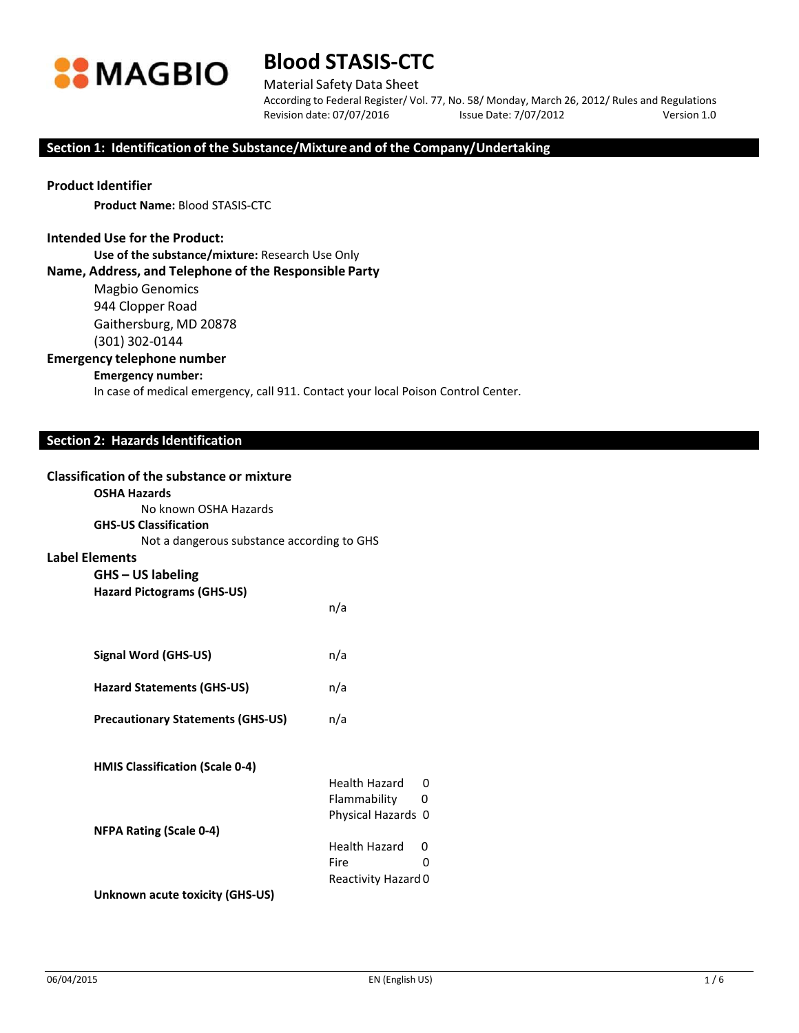MAGBIO

# Blood STASIS-CTC

Material Safety Data Sheet

According to Federal Register/ Vol. 77, No. 58/ Monday, March 26, 2012/ Rules and Regulations

Revision date: 07/07/2016 Issue Date: 7/07/2012 Version 1.0

## Section 1: Identification of the Substance/Mixture and of the Company/Undertaking

### Product Identifier

**Product Name:** Blood STASIS-CTC

### Intended Use for the Product:

**Use of the substance/mixture:** Research Use Only

### Name, Address, and Telephone of the Responsible Party

Magbio Genomics
944 Clopper Road
Gaithersburg, MD 20878
(301) 302-0144

### Emergency telephone number

**Emergency number:**

In case of medical emergency, call 911. Contact your local Poison Control Center.

## Section 2: Hazards Identification

### Classification of the substance or mixture

**OSHA Hazards**

No known OSHA Hazards

**GHS-US Classification**

Not a dangerous substance according to GHS

### Label Elements

**GHS – US labeling**

**Hazard Pictograms (GHS-US)** n/a

**Signal Word (GHS-US)** n/a

**Hazard Statements (GHS-US)** n/a

**Precautionary Statements (GHS-US)** n/a

**HMIS Classification (Scale 0-4)**

Health Hazard 0
Flammability 0
Physical Hazards 0

**NFPA Rating (Scale 0-4)**

Health Hazard 0
Fire 0
Reactivity Hazard 0

**Unknown acute toxicity (GHS-US)**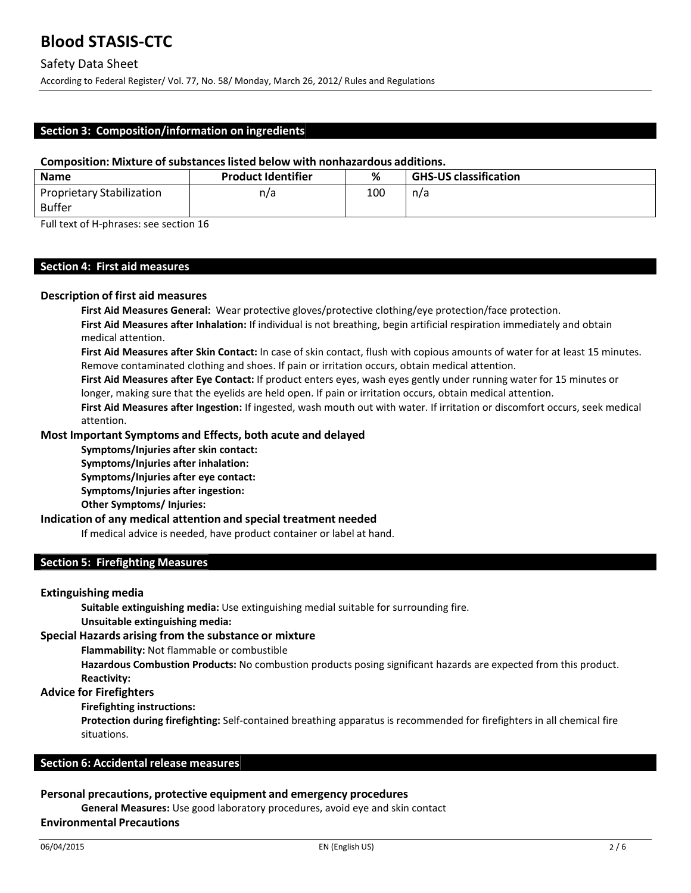## Section 3: Composition/information on ingredients

**Composition: Mixture of substances listed below with nonhazardous additions.**

| Name | Product Identifier | % | GHS-US classification |
|---|---|---|---|
| Proprietary Stabilization Buffer | n/a | 100 | n/a |

Full text of H-phrases: see section 16

## Section 4: First aid measures

### Description of first aid measures

**First Aid Measures General:** Wear protective gloves/protective clothing/eye protection/face protection.

**First Aid Measures after Inhalation:** If individual is not breathing, begin artificial respiration immediately and obtain medical attention.

**First Aid Measures after Skin Contact:** In case of skin contact, flush with copious amounts of water for at least 15 minutes. Remove contaminated clothing and shoes. If pain or irritation occurs, obtain medical attention.

**First Aid Measures after Eye Contact:** If product enters eyes, wash eyes gently under running water for 15 minutes or longer, making sure that the eyelids are held open. If pain or irritation occurs, obtain medical attention.

**First Aid Measures after Ingestion:** If ingested, wash mouth out with water. If irritation or discomfort occurs, seek medical attention.

### Most Important Symptoms and Effects, both acute and delayed

**Symptoms/Injuries after skin contact:**

**Symptoms/Injuries after inhalation:**

**Symptoms/Injuries after eye contact:**

**Symptoms/Injuries after ingestion:**

**Other Symptoms/ Injuries:**

### Indication of any medical attention and special treatment needed

If medical advice is needed, have product container or label at hand.

## Section 5: Firefighting Measures

### Extinguishing media

**Suitable extinguishing media:** Use extinguishing medial suitable for surrounding fire.

**Unsuitable extinguishing media:**

### Special Hazards arising from the substance or mixture

**Flammability:** Not flammable or combustible

**Hazardous Combustion Products:** No combustion products posing significant hazards are expected from this product.

**Reactivity:**

### Advice for Firefighters

**Firefighting instructions:**

**Protection during firefighting:** Self-contained breathing apparatus is recommended for firefighters in all chemical fire situations.

## Section 6: Accidental release measures

### Personal precautions, protective equipment and emergency procedures

**General Measures:** Use good laboratory procedures, avoid eye and skin contact

### Environmental Precautions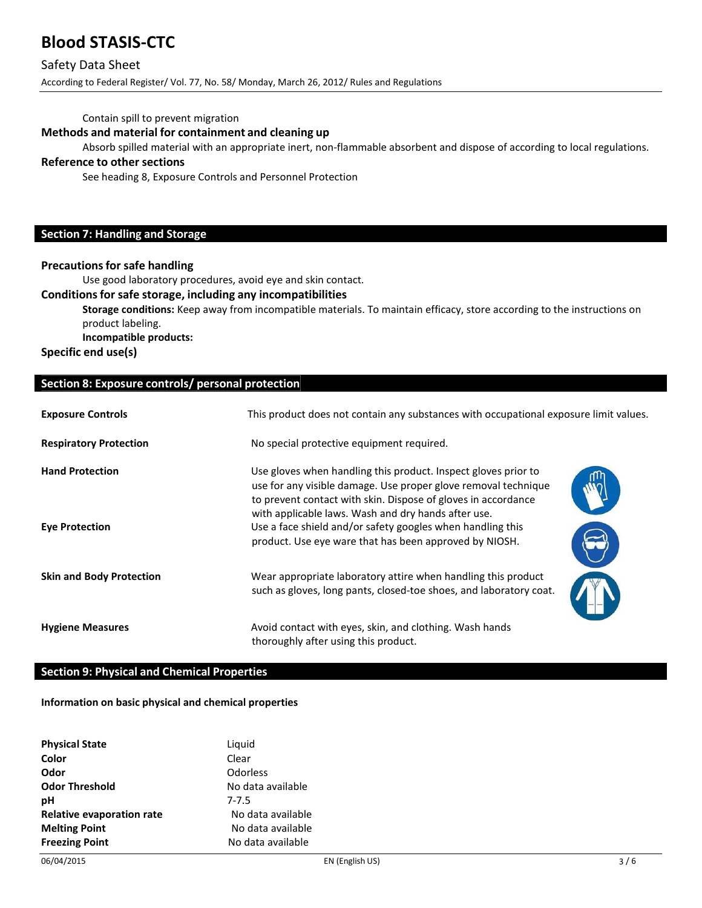Contain spill to prevent migration

**Methods and material for containment and cleaning up**

Absorb spilled material with an appropriate inert, non-flammable absorbent and dispose of according to local regulations.

**Reference to other sections**

See heading 8, Exposure Controls and Personnel Protection

## Section 7: Handling and Storage

**Precautions for safe handling**

Use good laboratory procedures, avoid eye and skin contact.

**Conditions for safe storage, including any incompatibilities**

**Storage conditions:** Keep away from incompatible materials. To maintain efficacy, store according to the instructions on product labeling.

**Incompatible products:**

**Specific end use(s)**

## Section 8: Exposure controls/ personal protection

| | |
|---|---|
| **Exposure Controls** | This product does not contain any substances with occupational exposure limit values. |
| **Respiratory Protection** | No special protective equipment required. |
| **Hand Protection** | Use gloves when handling this product. Inspect gloves prior to use for any visible damage. Use proper glove removal technique to prevent contact with skin. Dispose of gloves in accordance with applicable laws. Wash and dry hands after use. |
| **Eye Protection** | Use a face shield and/or safety googles when handling this product. Use eye ware that has been approved by NIOSH. |
| **Skin and Body Protection** | Wear appropriate laboratory attire when handling this product such as gloves, long pants, closed-toe shoes, and laboratory coat. |
| **Hygiene Measures** | Avoid contact with eyes, skin, and clothing. Wash hands thoroughly after using this product. |

## Section 9: Physical and Chemical Properties

**Information on basic physical and chemical properties**

| | |
|---|---|
| **Physical State** | Liquid |
| **Color** | Clear |
| **Odor** | Odorless |
| **Odor Threshold** | No data available |
| **pH** | 7-7.5 |
| **Relative evaporation rate** | No data available |
| **Melting Point** | No data available |
| **Freezing Point** | No data available |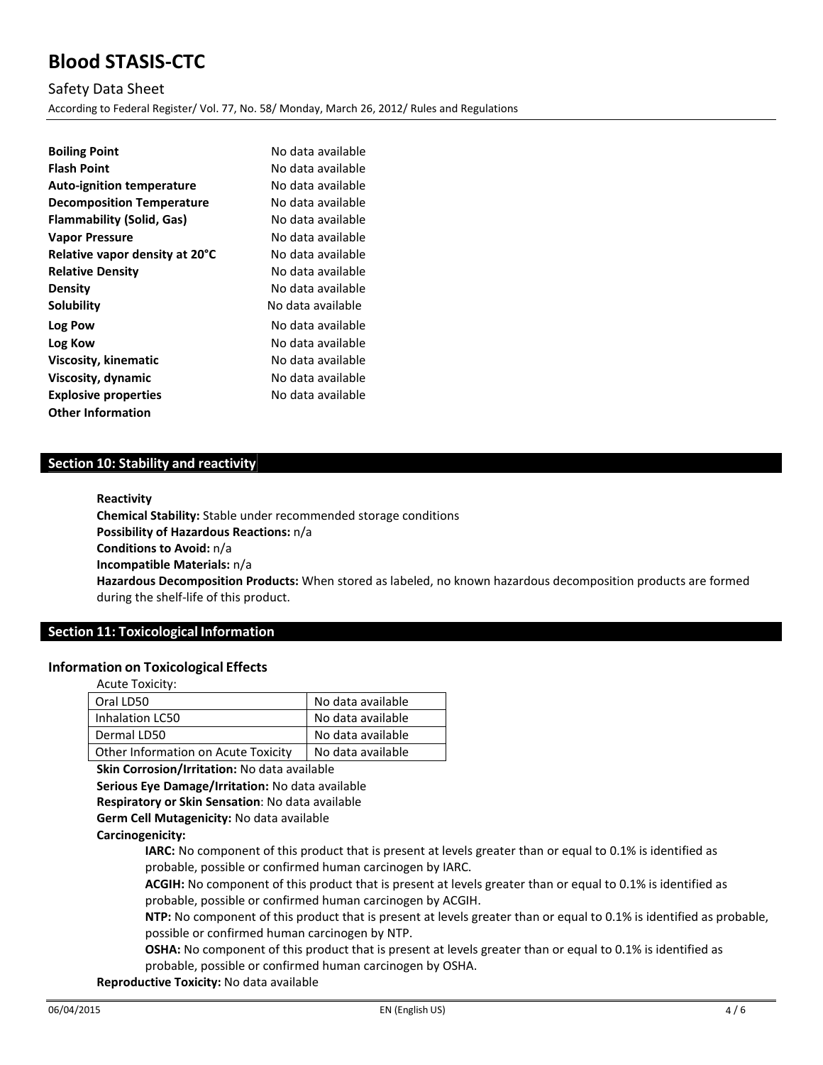| | |
|---|---|
| **Boiling Point** | No data available |
| **Flash Point** | No data available |
| **Auto-ignition temperature** | No data available |
| **Decomposition Temperature** | No data available |
| **Flammability (Solid, Gas)** | No data available |
| **Vapor Pressure** | No data available |
| **Relative vapor density at 20°C** | No data available |
| **Relative Density** | No data available |
| **Density** | No data available |
| **Solubility** | No data available |
| **Log Pow** | No data available |
| **Log Kow** | No data available |
| **Viscosity, kinematic** | No data available |
| **Viscosity, dynamic** | No data available |
| **Explosive properties** | No data available |
| **Other Information** | |

## Section 10: Stability and reactivity

**Reactivity**

**Chemical Stability:** Stable under recommended storage conditions

**Possibility of Hazardous Reactions:** n/a

**Conditions to Avoid:** n/a

**Incompatible Materials:** n/a

**Hazardous Decomposition Products:** When stored as labeled, no known hazardous decomposition products are formed during the shelf-life of this product.

## Section 11: Toxicological Information

### Information on Toxicological Effects

Acute Toxicity:

| | |
|---|---|
| Oral LD50 | No data available |
| Inhalation LC50 | No data available |
| Dermal LD50 | No data available |
| Other Information on Acute Toxicity | No data available |

**Skin Corrosion/Irritation:** No data available

**Serious Eye Damage/Irritation:** No data available

**Respiratory or Skin Sensation**: No data available

**Germ Cell Mutagenicity:** No data available

**Carcinogenicity:**

**IARC:** No component of this product that is present at levels greater than or equal to 0.1% is identified as probable, possible or confirmed human carcinogen by IARC.

**ACGIH:** No component of this product that is present at levels greater than or equal to 0.1% is identified as probable, possible or confirmed human carcinogen by ACGIH.

**NTP:** No component of this product that is present at levels greater than or equal to 0.1% is identified as probable, possible or confirmed human carcinogen by NTP.

**OSHA:** No component of this product that is present at levels greater than or equal to 0.1% is identified as probable, possible or confirmed human carcinogen by OSHA.

**Reproductive Toxicity:** No data available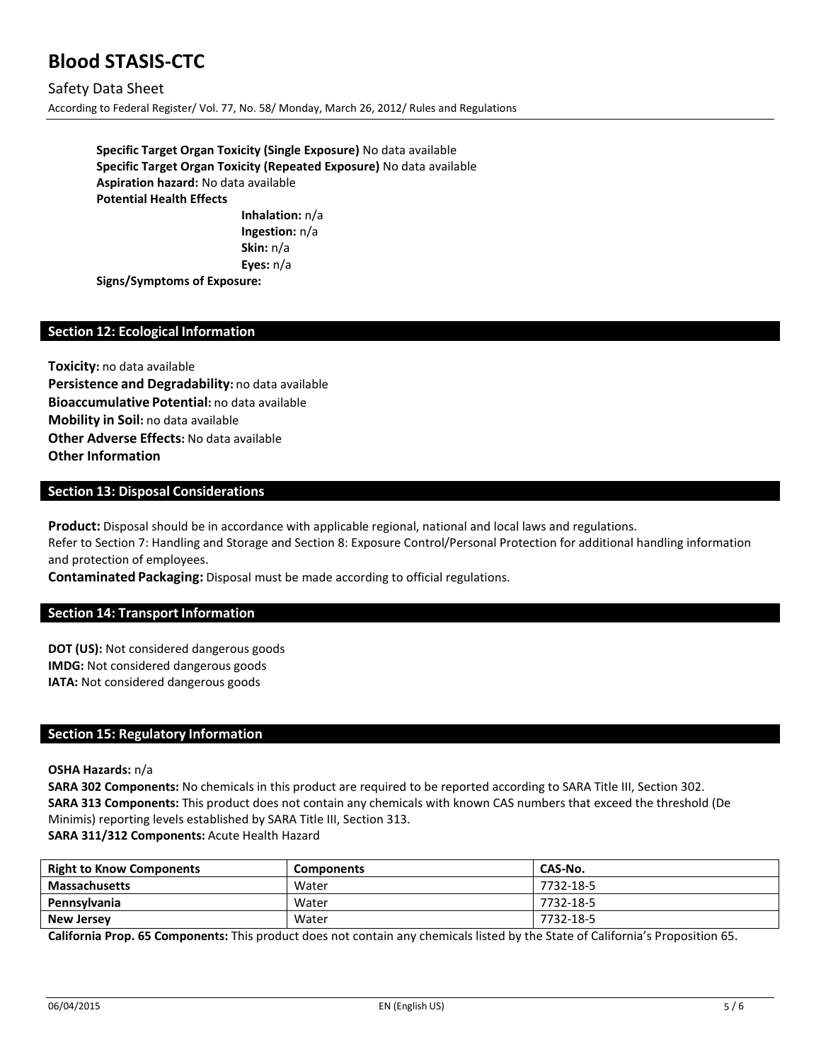**Specific Target Organ Toxicity (Single Exposure)** No data available
**Specific Target Organ Toxicity (Repeated Exposure)** No data available
**Aspiration hazard:** No data available
**Potential Health Effects**

**Inhalation:** n/a
**Ingestion:** n/a
**Skin:** n/a
**Eyes:** n/a

**Signs/Symptoms of Exposure:**

## Section 12: Ecological Information

**Toxicity:** no data available
**Persistence and Degradability:** no data available
**Bioaccumulative Potential:** no data available
**Mobility in Soil:** no data available
**Other Adverse Effects:** No data available
**Other Information**

## Section 13: Disposal Considerations

**Product:** Disposal should be in accordance with applicable regional, national and local laws and regulations.
Refer to Section 7: Handling and Storage and Section 8: Exposure Control/Personal Protection for additional handling information and protection of employees.
**Contaminated Packaging:** Disposal must be made according to official regulations.

## Section 14: Transport Information

**DOT (US):** Not considered dangerous goods
**IMDG:** Not considered dangerous goods
**IATA:** Not considered dangerous goods

## Section 15: Regulatory Information

**OSHA Hazards:** n/a
**SARA 302 Components:** No chemicals in this product are required to be reported according to SARA Title III, Section 302.
**SARA 313 Components:** This product does not contain any chemicals with known CAS numbers that exceed the threshold (De Minimis) reporting levels established by SARA Title III, Section 313.
**SARA 311/312 Components:** Acute Health Hazard

| Right to Know Components | Components | CAS-No. |
|---|---|---|
| **Massachusetts** | Water | 7732-18-5 |
| **Pennsylvania** | Water | 7732-18-5 |
| **New Jersey** | Water | 7732-18-5 |

**California Prop. 65 Components:** This product does not contain any chemicals listed by the State of California's Proposition 65.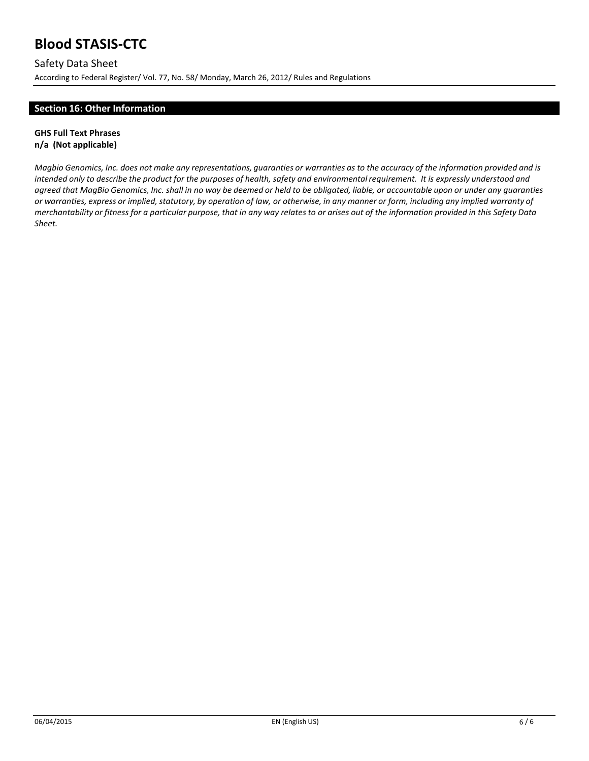## Section 16: Other Information

**GHS Full Text Phrases**
**n/a (Not applicable)**

*Magbio Genomics, Inc. does not make any representations, guaranties or warranties as to the accuracy of the information provided and is intended only to describe the product for the purposes of health, safety and environmental requirement. It is expressly understood and agreed that MagBio Genomics, Inc. shall in no way be deemed or held to be obligated, liable, or accountable upon or under any guaranties or warranties, express or implied, statutory, by operation of law, or otherwise, in any manner or form, including any implied warranty of merchantability or fitness for a particular purpose, that in any way relates to or arises out of the information provided in this Safety Data Sheet.*